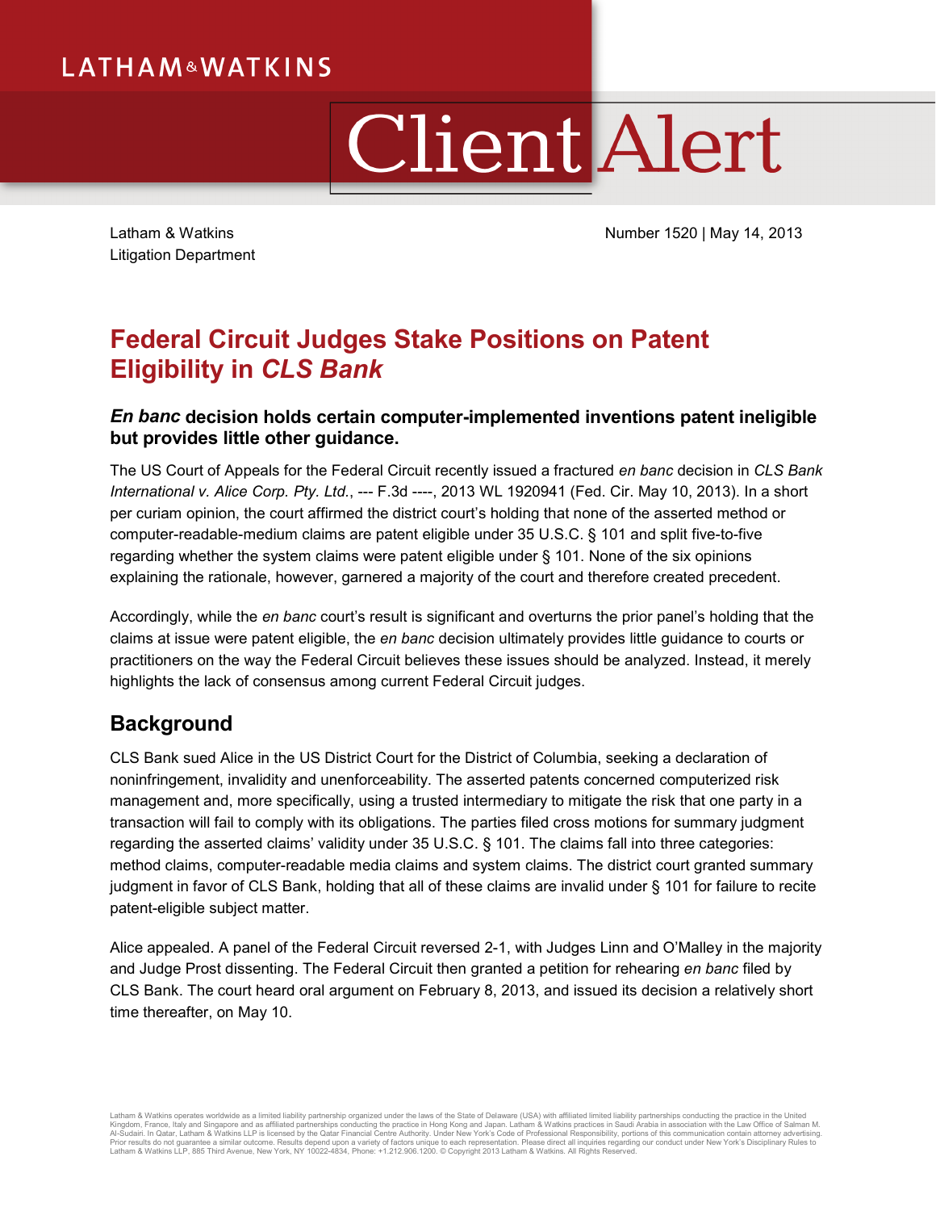LATHAM&WATKINS

# Client Alert

Latham & Watkins
Litigation Department

Number 1520 | May 14, 2013

## Federal Circuit Judges Stake Positions on Patent Eligibility in *CLS Bank*

### *En banc* decision holds certain computer-implemented inventions patent ineligible but provides little other guidance.

The US Court of Appeals for the Federal Circuit recently issued a fractured *en banc* decision in *CLS Bank International v. Alice Corp. Pty. Ltd.*, --- F.3d ----, 2013 WL 1920941 (Fed. Cir. May 10, 2013). In a short per curiam opinion, the court affirmed the district court's holding that none of the asserted method or computer-readable-medium claims are patent eligible under 35 U.S.C. § 101 and split five-to-five regarding whether the system claims were patent eligible under § 101. None of the six opinions explaining the rationale, however, garnered a majority of the court and therefore created precedent.

Accordingly, while the *en banc* court's result is significant and overturns the prior panel's holding that the claims at issue were patent eligible, the *en banc* decision ultimately provides little guidance to courts or practitioners on the way the Federal Circuit believes these issues should be analyzed. Instead, it merely highlights the lack of consensus among current Federal Circuit judges.

## Background

CLS Bank sued Alice in the US District Court for the District of Columbia, seeking a declaration of noninfringement, invalidity and unenforceability. The asserted patents concerned computerized risk management and, more specifically, using a trusted intermediary to mitigate the risk that one party in a transaction will fail to comply with its obligations. The parties filed cross motions for summary judgment regarding the asserted claims' validity under 35 U.S.C. § 101. The claims fall into three categories: method claims, computer-readable media claims and system claims. The district court granted summary judgment in favor of CLS Bank, holding that all of these claims are invalid under § 101 for failure to recite patent-eligible subject matter.

Alice appealed. A panel of the Federal Circuit reversed 2-1, with Judges Linn and O'Malley in the majority and Judge Prost dissenting. The Federal Circuit then granted a petition for rehearing *en banc* filed by CLS Bank. The court heard oral argument on February 8, 2013, and issued its decision a relatively short time thereafter, on May 10.

Latham & Watkins operates worldwide as a limited liability partnership organized under the laws of the State of Delaware (USA) with affiliated limited liability partnerships conducting the practice in the United Kingdom, France, Italy and Singapore and as affiliated partnerships conducting the practice in Hong Kong and Japan. Latham & Watkins practices in Saudi Arabia in association with the Law Office of Salman M. Al-Sudairi. In Qatar, Latham & Watkins LLP is licensed by the Qatar Financial Centre Authority. Under New York's Code of Professional Responsibility, portions of this communication contain attorney advertising. Prior results do not guarantee a similar outcome. Results depend upon a variety of factors unique to each representation. Please direct all inquiries regarding our conduct under New York's Disciplinary Rules to Latham & Watkins LLP, 885 Third Avenue, New York, NY 10022-4834, Phone: +1.212.906.1200. © Copyright 2013 Latham & Watkins. All Rights Reserved.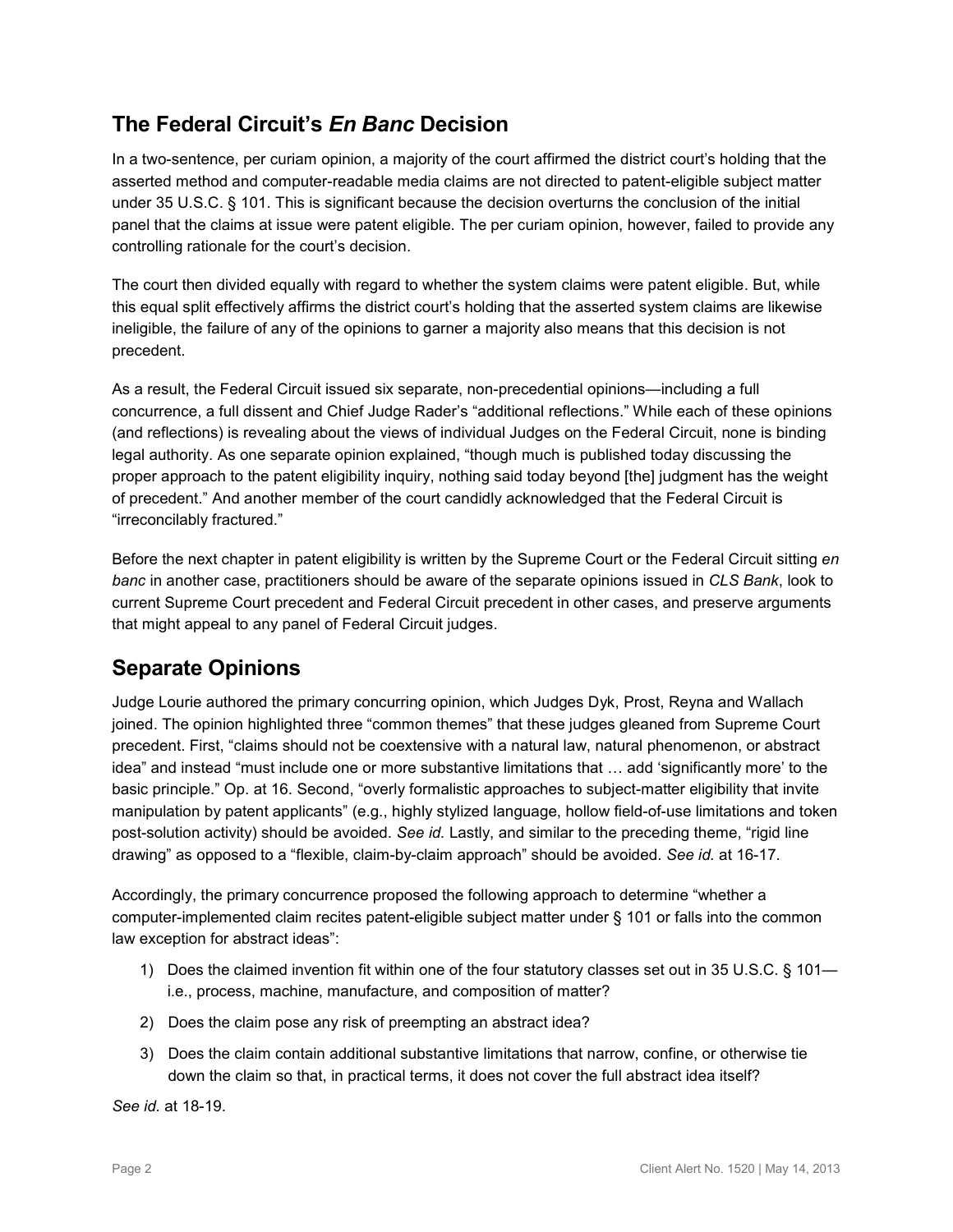## The Federal Circuit's *En Banc* Decision

In a two-sentence, per curiam opinion, a majority of the court affirmed the district court's holding that the asserted method and computer-readable media claims are not directed to patent-eligible subject matter under 35 U.S.C. § 101. This is significant because the decision overturns the conclusion of the initial panel that the claims at issue were patent eligible. The per curiam opinion, however, failed to provide any controlling rationale for the court's decision.

The court then divided equally with regard to whether the system claims were patent eligible. But, while this equal split effectively affirms the district court's holding that the asserted system claims are likewise ineligible, the failure of any of the opinions to garner a majority also means that this decision is not precedent.

As a result, the Federal Circuit issued six separate, non-precedential opinions—including a full concurrence, a full dissent and Chief Judge Rader's "additional reflections." While each of these opinions (and reflections) is revealing about the views of individual Judges on the Federal Circuit, none is binding legal authority. As one separate opinion explained, "though much is published today discussing the proper approach to the patent eligibility inquiry, nothing said today beyond [the] judgment has the weight of precedent." And another member of the court candidly acknowledged that the Federal Circuit is "irreconcilably fractured."

Before the next chapter in patent eligibility is written by the Supreme Court or the Federal Circuit sitting *en banc* in another case, practitioners should be aware of the separate opinions issued in *CLS Bank*, look to current Supreme Court precedent and Federal Circuit precedent in other cases, and preserve arguments that might appeal to any panel of Federal Circuit judges.

## Separate Opinions

Judge Lourie authored the primary concurring opinion, which Judges Dyk, Prost, Reyna and Wallach joined. The opinion highlighted three "common themes" that these judges gleaned from Supreme Court precedent. First, "claims should not be coextensive with a natural law, natural phenomenon, or abstract idea" and instead "must include one or more substantive limitations that … add 'significantly more' to the basic principle." Op. at 16. Second, "overly formalistic approaches to subject-matter eligibility that invite manipulation by patent applicants" (e.g., highly stylized language, hollow field-of-use limitations and token post-solution activity) should be avoided. *See id.* Lastly, and similar to the preceding theme, "rigid line drawing" as opposed to a "flexible, claim-by-claim approach" should be avoided. *See id.* at 16-17.

Accordingly, the primary concurrence proposed the following approach to determine "whether a computer-implemented claim recites patent-eligible subject matter under § 101 or falls into the common law exception for abstract ideas":

1) Does the claimed invention fit within one of the four statutory classes set out in 35 U.S.C. § 101—i.e., process, machine, manufacture, and composition of matter?
2) Does the claim pose any risk of preempting an abstract idea?
3) Does the claim contain additional substantive limitations that narrow, confine, or otherwise tie down the claim so that, in practical terms, it does not cover the full abstract idea itself?

*See id.* at 18-19.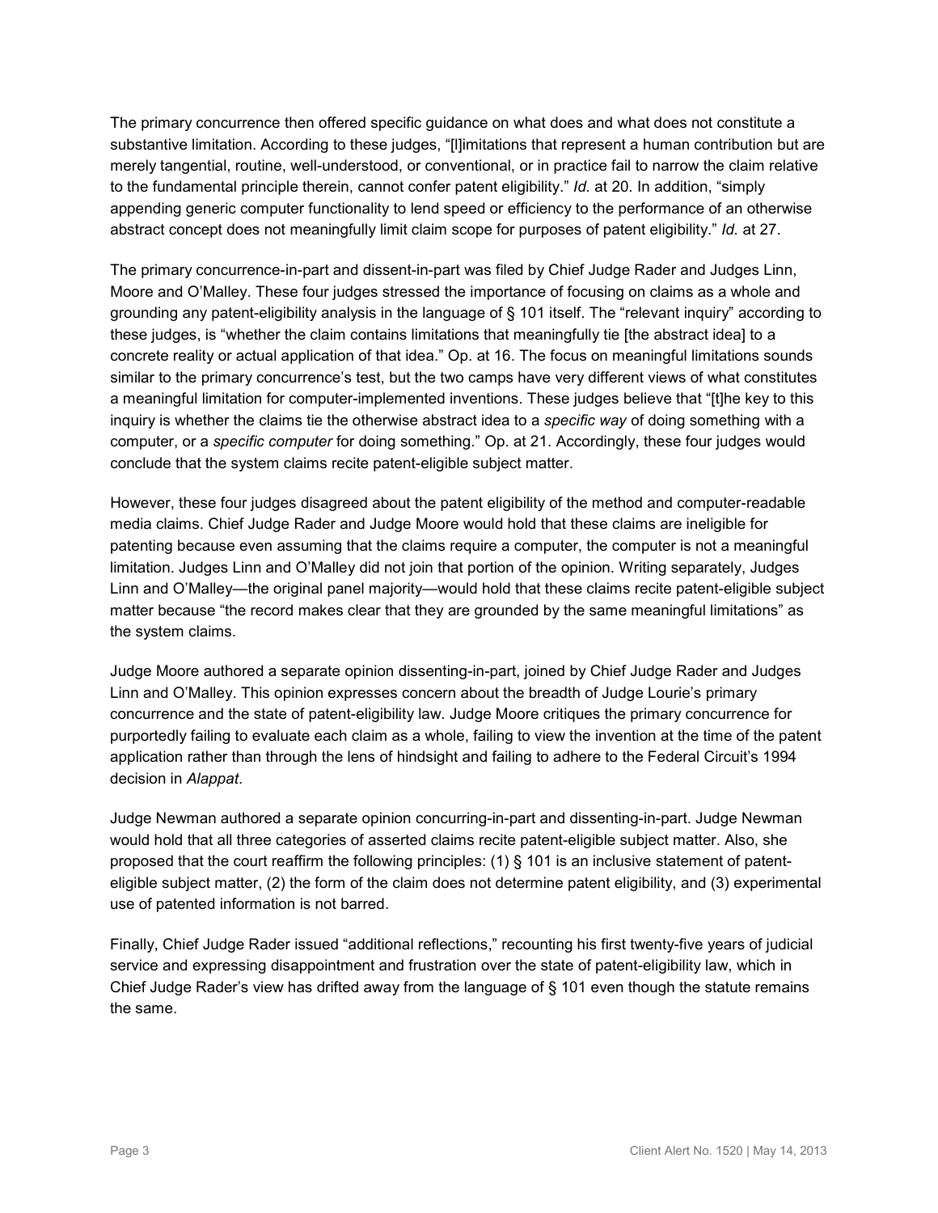The primary concurrence then offered specific guidance on what does and what does not constitute a substantive limitation. According to these judges, "[l]imitations that represent a human contribution but are merely tangential, routine, well-understood, or conventional, or in practice fail to narrow the claim relative to the fundamental principle therein, cannot confer patent eligibility." *Id.* at 20. In addition, "simply appending generic computer functionality to lend speed or efficiency to the performance of an otherwise abstract concept does not meaningfully limit claim scope for purposes of patent eligibility." *Id.* at 27.

The primary concurrence-in-part and dissent-in-part was filed by Chief Judge Rader and Judges Linn, Moore and O'Malley. These four judges stressed the importance of focusing on claims as a whole and grounding any patent-eligibility analysis in the language of § 101 itself. The "relevant inquiry" according to these judges, is "whether the claim contains limitations that meaningfully tie [the abstract idea] to a concrete reality or actual application of that idea." Op. at 16. The focus on meaningful limitations sounds similar to the primary concurrence's test, but the two camps have very different views of what constitutes a meaningful limitation for computer-implemented inventions. These judges believe that "[t]he key to this inquiry is whether the claims tie the otherwise abstract idea to a *specific way* of doing something with a computer, or a *specific computer* for doing something." Op. at 21. Accordingly, these four judges would conclude that the system claims recite patent-eligible subject matter.

However, these four judges disagreed about the patent eligibility of the method and computer-readable media claims. Chief Judge Rader and Judge Moore would hold that these claims are ineligible for patenting because even assuming that the claims require a computer, the computer is not a meaningful limitation. Judges Linn and O'Malley did not join that portion of the opinion. Writing separately, Judges Linn and O'Malley—the original panel majority—would hold that these claims recite patent-eligible subject matter because "the record makes clear that they are grounded by the same meaningful limitations" as the system claims.

Judge Moore authored a separate opinion dissenting-in-part, joined by Chief Judge Rader and Judges Linn and O'Malley. This opinion expresses concern about the breadth of Judge Lourie's primary concurrence and the state of patent-eligibility law. Judge Moore critiques the primary concurrence for purportedly failing to evaluate each claim as a whole, failing to view the invention at the time of the patent application rather than through the lens of hindsight and failing to adhere to the Federal Circuit's 1994 decision in *Alappat*.

Judge Newman authored a separate opinion concurring-in-part and dissenting-in-part. Judge Newman would hold that all three categories of asserted claims recite patent-eligible subject matter. Also, she proposed that the court reaffirm the following principles: (1) § 101 is an inclusive statement of patent-eligible subject matter, (2) the form of the claim does not determine patent eligibility, and (3) experimental use of patented information is not barred.

Finally, Chief Judge Rader issued "additional reflections," recounting his first twenty-five years of judicial service and expressing disappointment and frustration over the state of patent-eligibility law, which in Chief Judge Rader's view has drifted away from the language of § 101 even though the statute remains the same.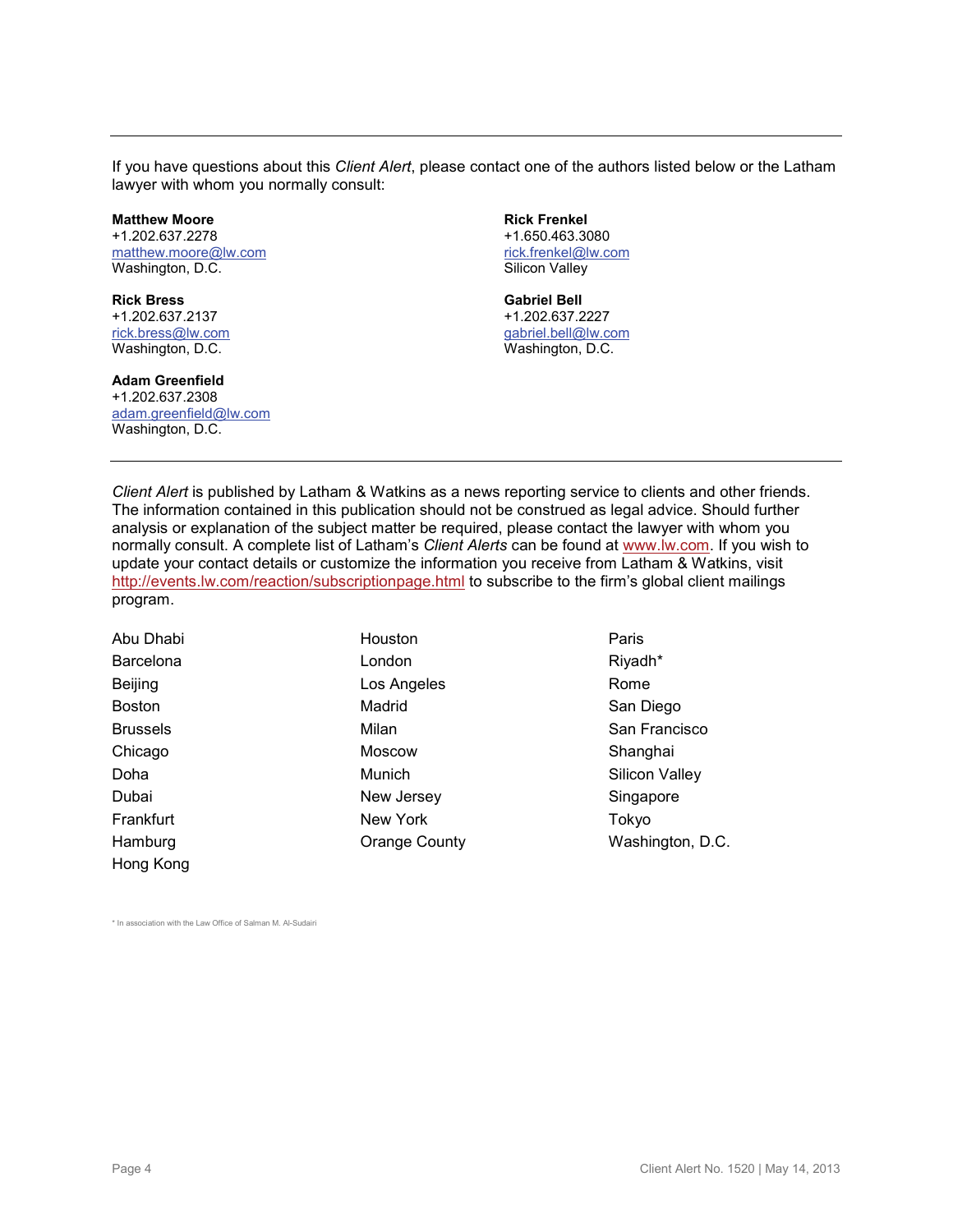If you have questions about this *Client Alert*, please contact one of the authors listed below or the Latham lawyer with whom you normally consult:

**Matthew Moore**
+1.202.637.2278
matthew.moore@lw.com
Washington, D.C.

**Rick Bress**
+1.202.637.2137
rick.bress@lw.com
Washington, D.C.

**Adam Greenfield**
+1.202.637.2308
adam.greenfield@lw.com
Washington, D.C.

**Rick Frenkel**
+1.650.463.3080
rick.frenkel@lw.com
Silicon Valley

**Gabriel Bell**
+1.202.637.2227
gabriel.bell@lw.com
Washington, D.C.

---

*Client Alert* is published by Latham & Watkins as a news reporting service to clients and other friends. The information contained in this publication should not be construed as legal advice. Should further analysis or explanation of the subject matter be required, please contact the lawyer with whom you normally consult. A complete list of Latham's *Client Alerts* can be found at www.lw.com. If you wish to update your contact details or customize the information you receive from Latham & Watkins, visit http://events.lw.com/reaction/subscriptionpage.html to subscribe to the firm's global client mailings program.

Abu Dhabi
Barcelona
Beijing
Boston
Brussels
Chicago
Doha
Dubai
Frankfurt
Hamburg
Hong Kong
Houston
London
Los Angeles
Madrid
Milan
Moscow
Munich
New Jersey
New York
Orange County
Paris
Riyadh*
Rome
San Diego
San Francisco
Shanghai
Silicon Valley
Singapore
Tokyo
Washington, D.C.

* In association with the Law Office of Salman M. Al-Sudairi